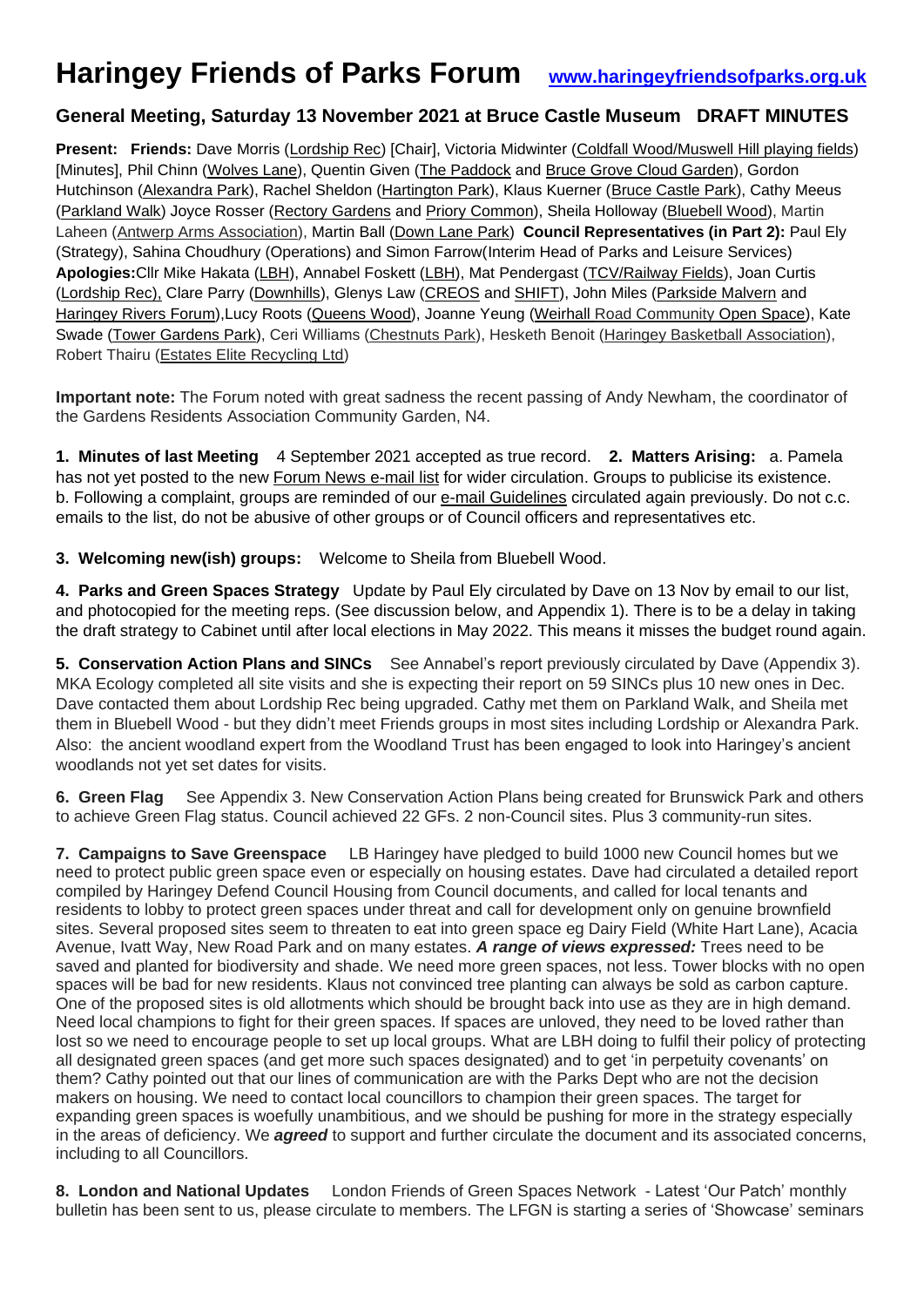# Haringey Friends of Parks Forum [www.haringeyfriendsofparks.org.uk](www.haringeyfriendsofparks.org.uk)

## General Meeting, Saturday 13 November 2021 at Bruce Castle Museum DRAFT MINUTES

**Present: Friends:** Dave Morris (Lordship Rec) [Chair], Victoria Midwinter (Coldfall Wood/Muswell Hill playing fields) [Minutes], Phil Chinn (Wolves Lane), Quentin Given (The Paddock and Bruce Grove Cloud Garden), Gordon Hutchinson (Alexandra Park), Rachel Sheldon (Hartington Park), Klaus Kuerner (Bruce Castle Park), Cathy Meeus (Parkland Walk) Joyce Rosser (Rectory Gardens and Priory Common), Sheila Holloway (Bluebell Wood), Martin Laheen (Antwerp Arms Association), Martin Ball (Down Lane Park) **Council Representatives (in Part 2):** Paul Ely (Strategy), Sahina Choudhury (Operations) and Simon Farrow(Interim Head of Parks and Leisure Services) **Apologies:**Cllr Mike Hakata (LBH), Annabel Foskett (LBH), Mat Pendergast (TCV/Railway Fields), Joan Curtis (Lordship Rec), Clare Parry (Downhills), Glenys Law (CREOS and SHIFT), John Miles (Parkside Malvern and Haringey Rivers Forum),Lucy Roots (Queens Wood), Joanne Yeung (Weirhall Road Community Open Space), Kate Swade (Tower Gardens Park), Ceri Williams (Chestnuts Park), Hesketh Benoit (Haringey Basketball Association), Robert Thairu (Estates Elite Recycling Ltd)

**Important note:** The Forum noted with great sadness the recent passing of Andy Newham, the coordinator of the Gardens Residents Association Community Garden, N4.

**1. Minutes of last Meeting** 4 September 2021 accepted as true record. **2. Matters Arising:** a. Pamela has not yet posted to the new Forum News e-mail list for wider circulation. Groups to publicise its existence. b. Following a complaint, groups are reminded of our e-mail Guidelines circulated again previously. Do not c.c. emails to the list, do not be abusive of other groups or of Council officers and representatives etc.

**3. Welcoming new(ish) groups:** Welcome to Sheila from Bluebell Wood.

**4. Parks and Green Spaces Strategy** Update by Paul Ely circulated by Dave on 13 Nov by email to our list, and photocopied for the meeting reps. (See discussion below, and Appendix 1). There is to be a delay in taking the draft strategy to Cabinet until after local elections in May 2022. This means it misses the budget round again.

**5. Conservation Action Plans and SINCs** See Annabel's report previously circulated by Dave (Appendix 3). MKA Ecology completed all site visits and she is expecting their report on 59 SINCs plus 10 new ones in Dec. Dave contacted them about Lordship Rec being upgraded. Cathy met them on Parkland Walk, and Sheila met them in Bluebell Wood - but they didn't meet Friends groups in most sites including Lordship or Alexandra Park. Also: the ancient woodland expert from the Woodland Trust has been engaged to look into Haringey's ancient woodlands not yet set dates for visits.

**6. Green Flag** See Appendix 3. New Conservation Action Plans being created for Brunswick Park and others to achieve Green Flag status. Council achieved 22 GFs. 2 non-Council sites. Plus 3 community-run sites.

**7. Campaigns to Save Greenspace** LB Haringey have pledged to build 1000 new Council homes but we need to protect public green space even or especially on housing estates. Dave had circulated a detailed report compiled by Haringey Defend Council Housing from Council documents, and called for local tenants and residents to lobby to protect green spaces under threat and call for development only on genuine brownfield sites. Several proposed sites seem to threaten to eat into green space eg Dairy Field (White Hart Lane), Acacia Avenue, Ivatt Way, New Road Park and on many estates. ***A range of views expressed:*** Trees need to be saved and planted for biodiversity and shade. We need more green spaces, not less. Tower blocks with no open spaces will be bad for new residents. Klaus not convinced tree planting can always be sold as carbon capture. One of the proposed sites is old allotments which should be brought back into use as they are in high demand. Need local champions to fight for their green spaces. If spaces are unloved, they need to be loved rather than lost so we need to encourage people to set up local groups. What are LBH doing to fulfil their policy of protecting all designated green spaces (and get more such spaces designated) and to get 'in perpetuity covenants' on them? Cathy pointed out that our lines of communication are with the Parks Dept who are not the decision makers on housing. We need to contact local councillors to champion their green spaces. The target for expanding green spaces is woefully unambitious, and we should be pushing for more in the strategy especially in the areas of deficiency. We ***agreed*** to support and further circulate the document and its associated concerns, including to all Councillors.

**8. London and National Updates** London Friends of Green Spaces Network - Latest 'Our Patch' monthly bulletin has been sent to us, please circulate to members. The LFGN is starting a series of 'Showcase' seminars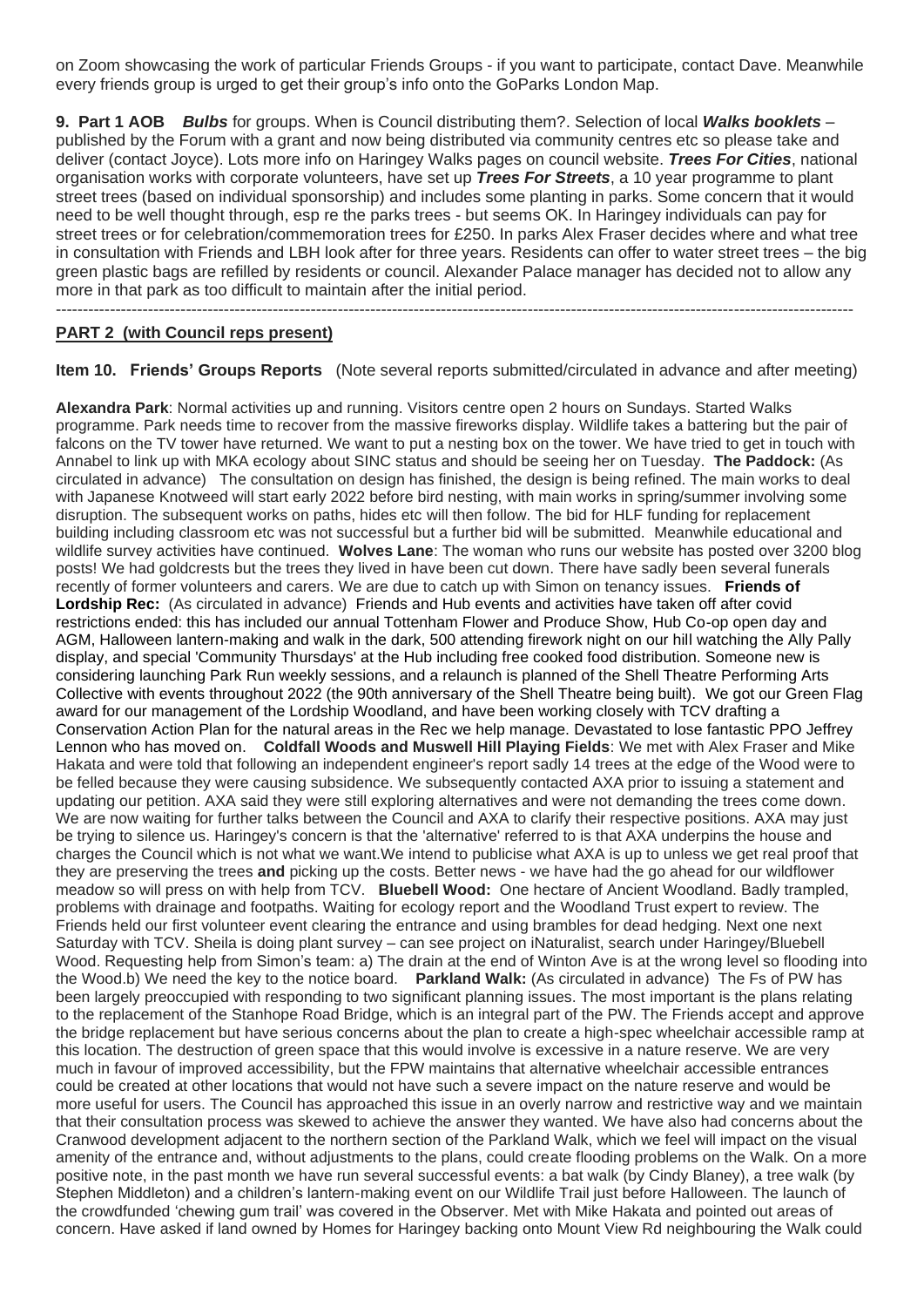on Zoom showcasing the work of particular Friends Groups - if you want to participate, contact Dave. Meanwhile every friends group is urged to get their group's info onto the GoParks London Map.

**9. Part 1 AOB** ***Bulbs*** for groups. When is Council distributing them?. Selection of local ***Walks booklets*** – published by the Forum with a grant and now being distributed via community centres etc so please take and deliver (contact Joyce). Lots more info on Haringey Walks pages on council website. ***Trees For Cities***, national organisation works with corporate volunteers, have set up ***Trees For Streets***, a 10 year programme to plant street trees (based on individual sponsorship) and includes some planting in parks. Some concern that it would need to be well thought through, esp re the parks trees - but seems OK. In Haringey individuals can pay for street trees or for celebration/commemoration trees for £250. In parks Alex Fraser decides where and what tree in consultation with Friends and LBH look after for three years. Residents can offer to water street trees – the big green plastic bags are refilled by residents or council. Alexander Palace manager has decided not to allow any more in that park as too difficult to maintain after the initial period.

---

## PART 2 (with Council reps present)

**Item 10. Friends' Groups Reports** (Note several reports submitted/circulated in advance and after meeting)

**Alexandra Park**: Normal activities up and running. Visitors centre open 2 hours on Sundays. Started Walks programme. Park needs time to recover from the massive fireworks display. Wildlife takes a battering but the pair of falcons on the TV tower have returned. We want to put a nesting box on the tower. We have tried to get in touch with Annabel to link up with MKA ecology about SINC status and should be seeing her on Tuesday. **The Paddock:** (As circulated in advance) The consultation on design has finished, the design is being refined. The main works to deal with Japanese Knotweed will start early 2022 before bird nesting, with main works in spring/summer involving some disruption. The subsequent works on paths, hides etc will then follow. The bid for HLF funding for replacement building including classroom etc was not successful but a further bid will be submitted. Meanwhile educational and wildlife survey activities have continued. **Wolves Lane**: The woman who runs our website has posted over 3200 blog posts! We had goldcrests but the trees they lived in have been cut down. There have sadly been several funerals recently of former volunteers and carers. We are due to catch up with Simon on tenancy issues. **Friends of Lordship Rec:** (As circulated in advance) Friends and Hub events and activities have taken off after covid restrictions ended: this has included our annual Tottenham Flower and Produce Show, Hub Co-op open day and AGM, Halloween lantern-making and walk in the dark, 500 attending firework night on our hill watching the Ally Pally display, and special 'Community Thursdays' at the Hub including free cooked food distribution. Someone new is considering launching Park Run weekly sessions, and a relaunch is planned of the Shell Theatre Performing Arts Collective with events throughout 2022 (the 90th anniversary of the Shell Theatre being built). We got our Green Flag award for our management of the Lordship Woodland, and have been working closely with TCV drafting a Conservation Action Plan for the natural areas in the Rec we help manage. Devastated to lose fantastic PPO Jeffrey Lennon who has moved on. **Coldfall Woods and Muswell Hill Playing Fields**: We met with Alex Fraser and Mike Hakata and were told that following an independent engineer's report sadly 14 trees at the edge of the Wood were to be felled because they were causing subsidence. We subsequently contacted AXA prior to issuing a statement and updating our petition. AXA said they were still exploring alternatives and were not demanding the trees come down. We are now waiting for further talks between the Council and AXA to clarify their respective positions. AXA may just be trying to silence us. Haringey's concern is that the 'alternative' referred to is that AXA underpins the house and charges the Council which is not what we want.We intend to publicise what AXA is up to unless we get real proof that they are preserving the trees **and** picking up the costs. Better news - we have had the go ahead for our wildflower meadow so will press on with help from TCV. **Bluebell Wood:** One hectare of Ancient Woodland. Badly trampled, problems with drainage and footpaths. Waiting for ecology report and the Woodland Trust expert to review. The Friends held our first volunteer event clearing the entrance and using brambles for dead hedging. Next one next Saturday with TCV. Sheila is doing plant survey – can see project on iNaturalist, search under Haringey/Bluebell Wood. Requesting help from Simon's team: a) The drain at the end of Winton Ave is at the wrong level so flooding into the Wood.b) We need the key to the notice board. **Parkland Walk:** (As circulated in advance) The Fs of PW has been largely preoccupied with responding to two significant planning issues. The most important is the plans relating to the replacement of the Stanhope Road Bridge, which is an integral part of the PW. The Friends accept and approve the bridge replacement but have serious concerns about the plan to create a high-spec wheelchair accessible ramp at this location. The destruction of green space that this would involve is excessive in a nature reserve. We are very much in favour of improved accessibility, but the FPW maintains that alternative wheelchair accessible entrances could be created at other locations that would not have such a severe impact on the nature reserve and would be more useful for users. The Council has approached this issue in an overly narrow and restrictive way and we maintain that their consultation process was skewed to achieve the answer they wanted. We have also had concerns about the Cranwood development adjacent to the northern section of the Parkland Walk, which we feel will impact on the visual amenity of the entrance and, without adjustments to the plans, could create flooding problems on the Walk. On a more positive note, in the past month we have run several successful events: a bat walk (by Cindy Blaney), a tree walk (by Stephen Middleton) and a children's lantern-making event on our Wildlife Trail just before Halloween. The launch of the crowdfunded 'chewing gum trail' was covered in the Observer. Met with Mike Hakata and pointed out areas of concern. Have asked if land owned by Homes for Haringey backing onto Mount View Rd neighbouring the Walk could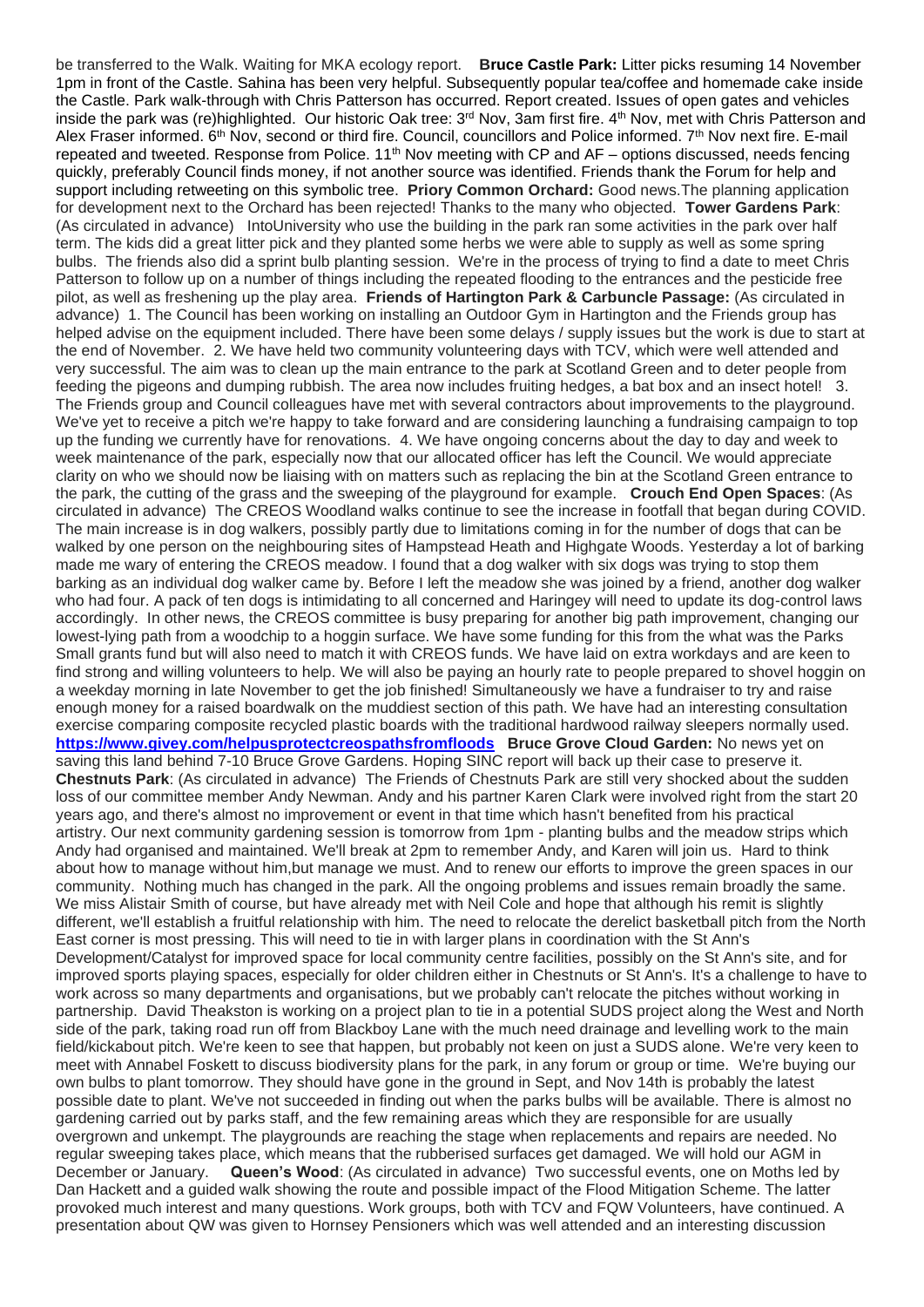be transferred to the Walk. Waiting for MKA ecology report. **Bruce Castle Park:** Litter picks resuming 14 November 1pm in front of the Castle. Sahina has been very helpful. Subsequently popular tea/coffee and homemade cake inside the Castle. Park walk-through with Chris Patterson has occurred. Report created. Issues of open gates and vehicles inside the park was (re)highlighted. Our historic Oak tree: 3rd Nov, 3am first fire. 4th Nov, met with Chris Patterson and Alex Fraser informed. 6th Nov, second or third fire. Council, councillors and Police informed. 7th Nov next fire. E-mail repeated and tweeted. Response from Police. 11th Nov meeting with CP and AF – options discussed, needs fencing quickly, preferably Council finds money, if not another source was identified. Friends thank the Forum for help and support including retweeting on this symbolic tree. **Priory Common Orchard:** Good news.The planning application for development next to the Orchard has been rejected! Thanks to the many who objected. **Tower Gardens Park**: (As circulated in advance) IntoUniversity who use the building in the park ran some activities in the park over half term. The kids did a great litter pick and they planted some herbs we were able to supply as well as some spring bulbs. The friends also did a sprint bulb planting session. We're in the process of trying to find a date to meet Chris Patterson to follow up on a number of things including the repeated flooding to the entrances and the pesticide free pilot, as well as freshening up the play area. **Friends of Hartington Park & Carbuncle Passage:** (As circulated in advance) 1. The Council has been working on installing an Outdoor Gym in Hartington and the Friends group has helped advise on the equipment included. There have been some delays / supply issues but the work is due to start at the end of November. 2. We have held two community volunteering days with TCV, which were well attended and very successful. The aim was to clean up the main entrance to the park at Scotland Green and to deter people from feeding the pigeons and dumping rubbish. The area now includes fruiting hedges, a bat box and an insect hotel! 3. The Friends group and Council colleagues have met with several contractors about improvements to the playground. We've yet to receive a pitch we're happy to take forward and are considering launching a fundraising campaign to top up the funding we currently have for renovations. 4. We have ongoing concerns about the day to day and week to week maintenance of the park, especially now that our allocated officer has left the Council. We would appreciate clarity on who we should now be liaising with on matters such as replacing the bin at the Scotland Green entrance to the park, the cutting of the grass and the sweeping of the playground for example. **Crouch End Open Spaces**: (As circulated in advance) The CREOS Woodland walks continue to see the increase in footfall that began during COVID. The main increase is in dog walkers, possibly partly due to limitations coming in for the number of dogs that can be walked by one person on the neighbouring sites of Hampstead Heath and Highgate Woods. Yesterday a lot of barking made me wary of entering the CREOS meadow. I found that a dog walker with six dogs was trying to stop them barking as an individual dog walker came by. Before I left the meadow she was joined by a friend, another dog walker who had four. A pack of ten dogs is intimidating to all concerned and Haringey will need to update its dog-control laws accordingly. In other news, the CREOS committee is busy preparing for another big path improvement, changing our lowest-lying path from a woodchip to a hoggin surface. We have some funding for this from the what was the Parks Small grants fund but will also need to match it with CREOS funds. We have laid on extra workdays and are keen to find strong and willing volunteers to help. We will also be paying an hourly rate to people prepared to shovel hoggin on a weekday morning in late November to get the job finished! Simultaneously we have a fundraiser to try and raise enough money for a raised boardwalk on the muddiest section of this path. We have had an interesting consultation exercise comparing composite recycled plastic boards with the traditional hardwood railway sleepers normally used. **https://www.givey.com/helpusprotectcreospathsfromfloods** **Bruce Grove Cloud Garden:** No news yet on saving this land behind 7-10 Bruce Grove Gardens. Hoping SINC report will back up their case to preserve it. **Chestnuts Park**: (As circulated in advance) The Friends of Chestnuts Park are still very shocked about the sudden loss of our committee member Andy Newman. Andy and his partner Karen Clark were involved right from the start 20 years ago, and there's almost no improvement or event in that time which hasn't benefited from his practical artistry. Our next community gardening session is tomorrow from 1pm - planting bulbs and the meadow strips which Andy had organised and maintained. We'll break at 2pm to remember Andy, and Karen will join us. Hard to think about how to manage without him,but manage we must. And to renew our efforts to improve the green spaces in our community. Nothing much has changed in the park. All the ongoing problems and issues remain broadly the same. We miss Alistair Smith of course, but have already met with Neil Cole and hope that although his remit is slightly different, we'll establish a fruitful relationship with him. The need to relocate the derelict basketball pitch from the North East corner is most pressing. This will need to tie in with larger plans in coordination with the St Ann's Development/Catalyst for improved space for local community centre facilities, possibly on the St Ann's site, and for improved sports playing spaces, especially for older children either in Chestnuts or St Ann's. It's a challenge to have to work across so many departments and organisations, but we probably can't relocate the pitches without working in partnership. David Theakston is working on a project plan to tie in a potential SUDS project along the West and North side of the park, taking road run off from Blackboy Lane with the much need drainage and levelling work to the main field/kickabout pitch. We're keen to see that happen, but probably not keen on just a SUDS alone. We're very keen to meet with Annabel Foskett to discuss biodiversity plans for the park, in any forum or group or time. We're buying our own bulbs to plant tomorrow. They should have gone in the ground in Sept, and Nov 14th is probably the latest possible date to plant. We've not succeeded in finding out when the parks bulbs will be available. There is almost no gardening carried out by parks staff, and the few remaining areas which they are responsible for are usually overgrown and unkempt. The playgrounds are reaching the stage when replacements and repairs are needed. No regular sweeping takes place, which means that the rubberised surfaces get damaged. We will hold our AGM in December or January. **Queen's Wood**: (As circulated in advance) Two successful events, one on Moths led by Dan Hackett and a guided walk showing the route and possible impact of the Flood Mitigation Scheme. The latter provoked much interest and many questions. Work groups, both with TCV and FQW Volunteers, have continued. A presentation about QW was given to Hornsey Pensioners which was well attended and an interesting discussion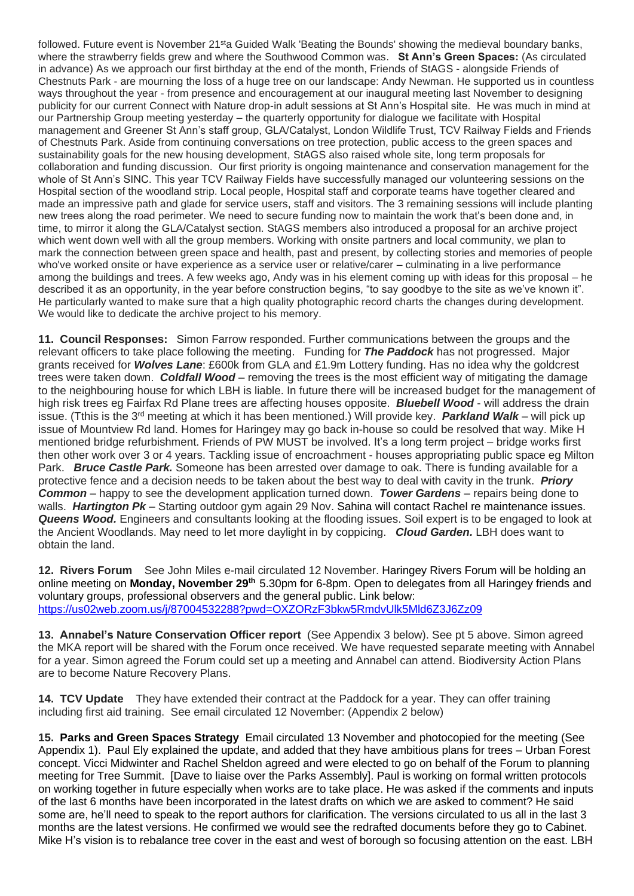followed. Future event is November 21st a Guided Walk 'Beating the Bounds' showing the medieval boundary banks, where the strawberry fields grew and where the Southwood Common was. **St Ann's Green Spaces:** (As circulated in advance) As we approach our first birthday at the end of the month, Friends of StAGS - alongside Friends of Chestnuts Park - are mourning the loss of a huge tree on our landscape: Andy Newman. He supported us in countless ways throughout the year - from presence and encouragement at our inaugural meeting last November to designing publicity for our current Connect with Nature drop-in adult sessions at St Ann's Hospital site. He was much in mind at our Partnership Group meeting yesterday – the quarterly opportunity for dialogue we facilitate with Hospital management and Greener St Ann's staff group, GLA/Catalyst, London Wildlife Trust, TCV Railway Fields and Friends of Chestnuts Park. Aside from continuing conversations on tree protection, public access to the green spaces and sustainability goals for the new housing development, StAGS also raised whole site, long term proposals for collaboration and funding discussion. Our first priority is ongoing maintenance and conservation management for the whole of St Ann's SINC. This year TCV Railway Fields have successfully managed our volunteering sessions on the Hospital section of the woodland strip. Local people, Hospital staff and corporate teams have together cleared and made an impressive path and glade for service users, staff and visitors. The 3 remaining sessions will include planting new trees along the road perimeter. We need to secure funding now to maintain the work that's been done and, in time, to mirror it along the GLA/Catalyst section. StAGS members also introduced a proposal for an archive project which went down well with all the group members. Working with onsite partners and local community, we plan to mark the connection between green space and health, past and present, by collecting stories and memories of people who've worked onsite or have experience as a service user or relative/carer – culminating in a live performance among the buildings and trees. A few weeks ago, Andy was in his element coming up with ideas for this proposal – he described it as an opportunity, in the year before construction begins, "to say goodbye to the site as we've known it". He particularly wanted to make sure that a high quality photographic record charts the changes during development. We would like to dedicate the archive project to his memory.

**11. Council Responses:** Simon Farrow responded. Further communications between the groups and the relevant officers to take place following the meeting. Funding for ***The Paddock*** has not progressed. Major grants received for ***Wolves Lane***: £600k from GLA and £1.9m Lottery funding. Has no idea why the goldcrest trees were taken down. ***Coldfall Wood*** – removing the trees is the most efficient way of mitigating the damage to the neighbouring house for which LBH is liable. In future there will be increased budget for the management of high risk trees eg Fairfax Rd Plane trees are affecting houses opposite. ***Bluebell Wood*** - will address the drain issue. (Tthis is the 3rd meeting at which it has been mentioned.) Will provide key. ***Parkland Walk*** – will pick up issue of Mountview Rd land. Homes for Haringey may go back in-house so could be resolved that way. Mike H mentioned bridge refurbishment. Friends of PW MUST be involved. It's a long term project – bridge works first then other work over 3 or 4 years. Tackling issue of encroachment - houses appropriating public space eg Milton Park. ***Bruce Castle Park.*** Someone has been arrested over damage to oak. There is funding available for a protective fence and a decision needs to be taken about the best way to deal with cavity in the trunk. ***Priory Common*** – happy to see the development application turned down. ***Tower Gardens*** – repairs being done to walls. ***Hartington Pk*** – Starting outdoor gym again 29 Nov. Sahina will contact Rachel re maintenance issues. ***Queens Wood.*** Engineers and consultants looking at the flooding issues. Soil expert is to be engaged to look at the Ancient Woodlands. May need to let more daylight in by coppicing. ***Cloud Garden.*** LBH does want to obtain the land.

**12. Rivers Forum** See John Miles e-mail circulated 12 November. Haringey Rivers Forum will be holding an online meeting on **Monday, November 29th** 5.30pm for 6-8pm. Open to delegates from all Haringey friends and voluntary groups, professional observers and the general public. Link below:
https://us02web.zoom.us/j/87004532288?pwd=OXZORzF3bkw5RmdvUlk5Mld6Z3J6Zz09

**13. Annabel's Nature Conservation Officer report** (See Appendix 3 below). See pt 5 above. Simon agreed the MKA report will be shared with the Forum once received. We have requested separate meeting with Annabel for a year. Simon agreed the Forum could set up a meeting and Annabel can attend. Biodiversity Action Plans are to become Nature Recovery Plans.

**14. TCV Update** They have extended their contract at the Paddock for a year. They can offer training including first aid training. See email circulated 12 November: (Appendix 2 below)

**15. Parks and Green Spaces Strategy** Email circulated 13 November and photocopied for the meeting (See Appendix 1). Paul Ely explained the update, and added that they have ambitious plans for trees – Urban Forest concept. Vicci Midwinter and Rachel Sheldon agreed and were elected to go on behalf of the Forum to planning meeting for Tree Summit. [Dave to liaise over the Parks Assembly]. Paul is working on formal written protocols on working together in future especially when works are to take place. He was asked if the comments and inputs of the last 6 months have been incorporated in the latest drafts on which we are asked to comment? He said some are, he'll need to speak to the report authors for clarification. The versions circulated to us all in the last 3 months are the latest versions. He confirmed we would see the redrafted documents before they go to Cabinet. Mike H's vision is to rebalance tree cover in the east and west of borough so focusing attention on the east. LBH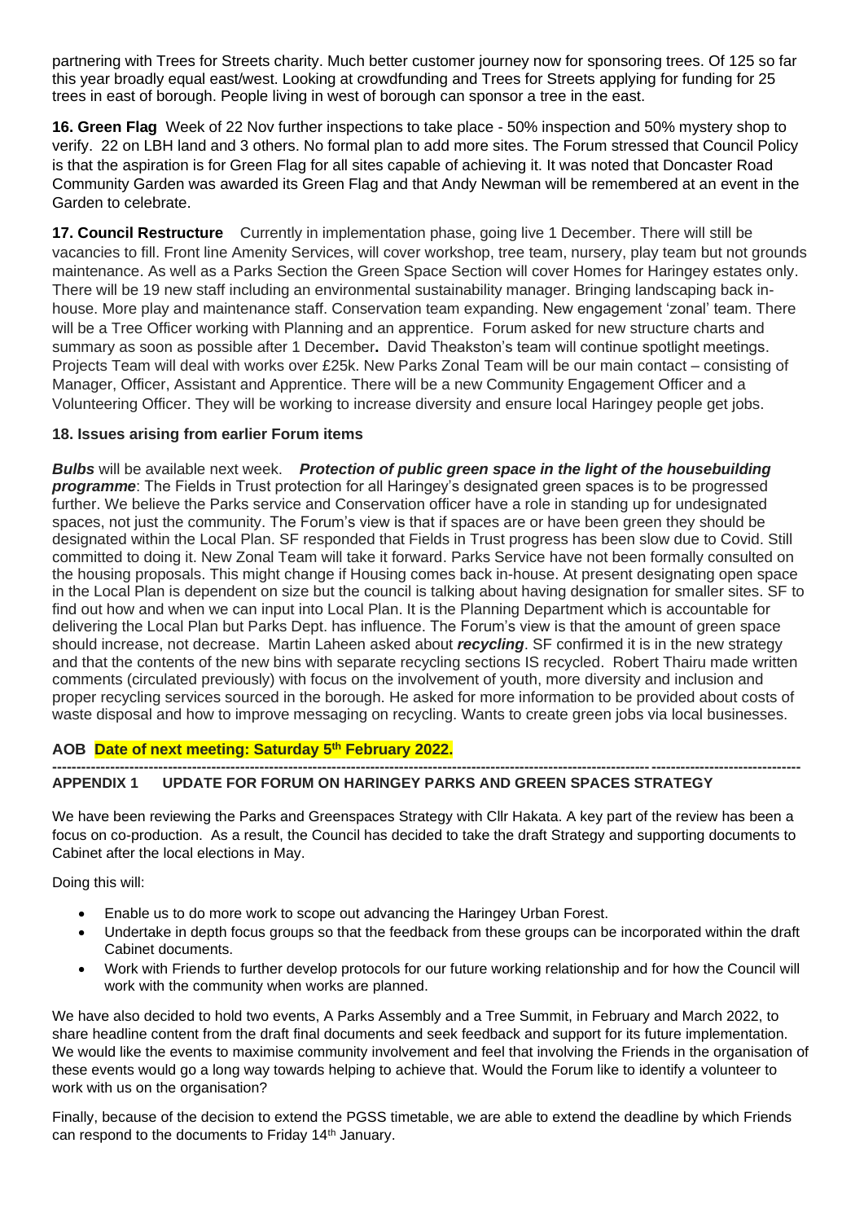partnering with Trees for Streets charity. Much better customer journey now for sponsoring trees. Of 125 so far this year broadly equal east/west. Looking at crowdfunding and Trees for Streets applying for funding for 25 trees in east of borough. People living in west of borough can sponsor a tree in the east.

**16. Green Flag** Week of 22 Nov further inspections to take place - 50% inspection and 50% mystery shop to verify. 22 on LBH land and 3 others. No formal plan to add more sites. The Forum stressed that Council Policy is that the aspiration is for Green Flag for all sites capable of achieving it. It was noted that Doncaster Road Community Garden was awarded its Green Flag and that Andy Newman will be remembered at an event in the Garden to celebrate.

**17. Council Restructure** Currently in implementation phase, going live 1 December. There will still be vacancies to fill. Front line Amenity Services, will cover workshop, tree team, nursery, play team but not grounds maintenance. As well as a Parks Section the Green Space Section will cover Homes for Haringey estates only. There will be 19 new staff including an environmental sustainability manager. Bringing landscaping back in-house. More play and maintenance staff. Conservation team expanding. New engagement 'zonal' team. There will be a Tree Officer working with Planning and an apprentice. Forum asked for new structure charts and summary as soon as possible after 1 December**.** David Theakston's team will continue spotlight meetings. Projects Team will deal with works over £25k. New Parks Zonal Team will be our main contact – consisting of Manager, Officer, Assistant and Apprentice. There will be a new Community Engagement Officer and a Volunteering Officer. They will be working to increase diversity and ensure local Haringey people get jobs.

**18. Issues arising from earlier Forum items**

***Bulbs*** will be available next week. ***Protection of public green space in the light of the housebuilding programme***: The Fields in Trust protection for all Haringey's designated green spaces is to be progressed further. We believe the Parks service and Conservation officer have a role in standing up for undesignated spaces, not just the community. The Forum's view is that if spaces are or have been green they should be designated within the Local Plan. SF responded that Fields in Trust progress has been slow due to Covid. Still committed to doing it. New Zonal Team will take it forward. Parks Service have not been formally consulted on the housing proposals. This might change if Housing comes back in-house. At present designating open space in the Local Plan is dependent on size but the council is talking about having designation for smaller sites. SF to find out how and when we can input into Local Plan. It is the Planning Department which is accountable for delivering the Local Plan but Parks Dept. has influence. The Forum's view is that the amount of green space should increase, not decrease. Martin Laheen asked about ***recycling***. SF confirmed it is in the new strategy and that the contents of the new bins with separate recycling sections IS recycled. Robert Thairu made written comments (circulated previously) with focus on the involvement of youth, more diversity and inclusion and proper recycling services sourced in the borough. He asked for more information to be provided about costs of waste disposal and how to improve messaging on recycling. Wants to create green jobs via local businesses.

**AOB Date of next meeting: Saturday 5th February 2022.**

---

**APPENDIX 1 UPDATE FOR FORUM ON HARINGEY PARKS AND GREEN SPACES STRATEGY**

We have been reviewing the Parks and Greenspaces Strategy with Cllr Hakata. A key part of the review has been a focus on co-production. As a result, the Council has decided to take the draft Strategy and supporting documents to Cabinet after the local elections in May.

Doing this will:

- Enable us to do more work to scope out advancing the Haringey Urban Forest.
- Undertake in depth focus groups so that the feedback from these groups can be incorporated within the draft Cabinet documents.
- Work with Friends to further develop protocols for our future working relationship and for how the Council will work with the community when works are planned.

We have also decided to hold two events, A Parks Assembly and a Tree Summit, in February and March 2022, to share headline content from the draft final documents and seek feedback and support for its future implementation. We would like the events to maximise community involvement and feel that involving the Friends in the organisation of these events would go a long way towards helping to achieve that. Would the Forum like to identify a volunteer to work with us on the organisation?

Finally, because of the decision to extend the PGSS timetable, we are able to extend the deadline by which Friends can respond to the documents to Friday 14th January.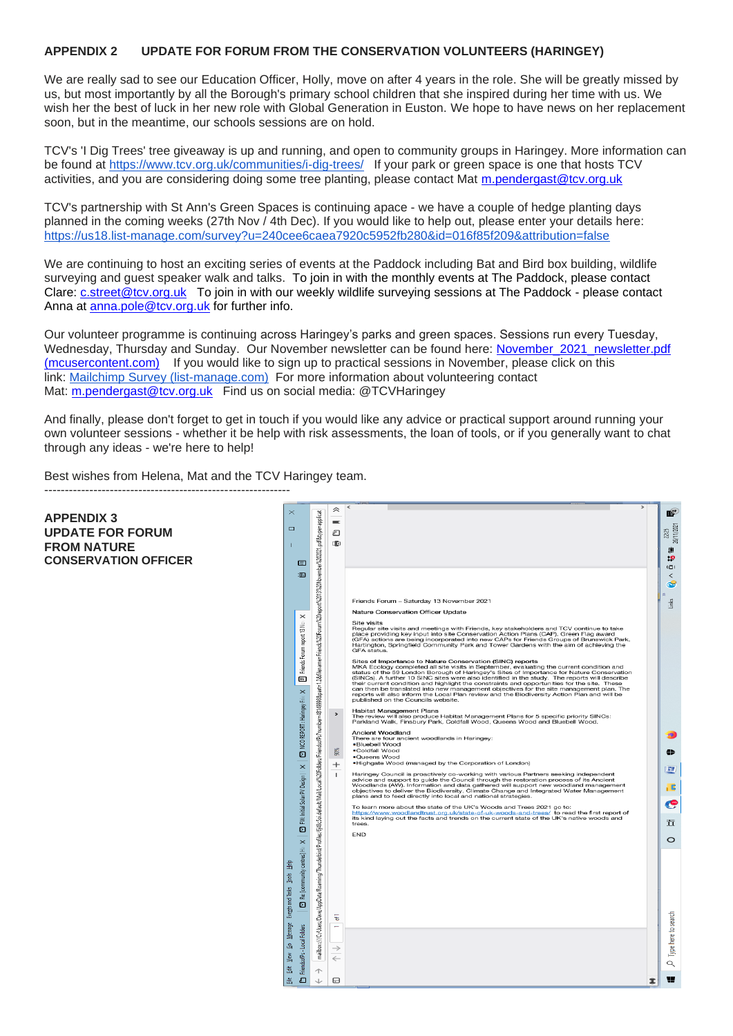## APPENDIX 2 UPDATE FOR FORUM FROM THE CONSERVATION VOLUNTEERS (HARINGEY)

We are really sad to see our Education Officer, Holly, move on after 4 years in the role. She will be greatly missed by us, but most importantly by all the Borough's primary school children that she inspired during her time with us. We wish her the best of luck in her new role with Global Generation in Euston. We hope to have news on her replacement soon, but in the meantime, our schools sessions are on hold.

TCV's 'I Dig Trees' tree giveaway is up and running, and open to community groups in Haringey. More information can be found at https://www.tcv.org.uk/communities/i-dig-trees/ If your park or green space is one that hosts TCV activities, and you are considering doing some tree planting, please contact Mat m.pendergast@tcv.org.uk

TCV's partnership with St Ann's Green Spaces is continuing apace - we have a couple of hedge planting days planned in the coming weeks (27th Nov / 4th Dec). If you would like to help out, please enter your details here: https://us18.list-manage.com/survey?u=240cee6caea7920c5952fb280&id=016f85f209&attribution=false

We are continuing to host an exciting series of events at the Paddock including Bat and Bird box building, wildlife surveying and guest speaker walk and talks. To join in with the monthly events at The Paddock, please contact Clare: c.street@tcv.org.uk To join in with our weekly wildlife surveying sessions at The Paddock - please contact Anna at anna.pole@tcv.org.uk for further info.

Our volunteer programme is continuing across Haringey's parks and green spaces. Sessions run every Tuesday, Wednesday, Thursday and Sunday. Our November newsletter can be found here: November_2021_newsletter.pdf (mcusercontent.com) If you would like to sign up to practical sessions in November, please click on this link: Mailchimp Survey (list-manage.com) For more information about volunteering contact Mat: m.pendergast@tcv.org.uk Find us on social media: @TCVHaringey

And finally, please don't forget to get in touch if you would like any advice or practical support around running your own volunteer sessions - whether it be help with risk assessments, the loan of tools, or if you generally want to chat through any ideas - we're here to help!

Best wishes from Helena, Mat and the TCV Haringey team.

---

## APPENDIX 3 UPDATE FOR FORUM FROM NATURE CONSERVATION OFFICER

Friends Forum – Saturday 13 November 2021

Nature Conservation Officer Update

Site visits

Regular site visits and meetings with Friends, key stakeholders and TCV continue to take place providing key input into site Conservation Action Plans (CAP). Green Flag award (GFA) actions are being incorporated into new CAPs for Friends Groups of Brunswick Park, Hartington, Springfield Community Park and Tower Gardens with the aim of achieving the GFA status.

Sites of Importance to Nature Conservation (SINC) reports

MKA Ecology completed all site visits in September, evaluating the current condition and status of the 59 London Borough of Haringey's Sites of Importance for Nature Conservation (SINCs). A further 10 SINC sites were also identified in the study. The reports will describe their current condition and highlight the constraints and opportunities for the site. These can then be translated into new management objectives for the site management plan. The reports will also inform the Local Plan review and the Biodiversity Action Plan and will be published on the Councils website.

Habitat Management Plans

The review will also produce Habitat Management Plans for 5 specific priority SINCs: Parkland Walk, Finsbury Park, Coldfall Wood, Queens Wood and Bluebell Wood.

Ancient Woodland

There are four ancient woodlands in Haringey:

- Bluebell Wood
- Coldfall Wood
- Queens Wood
- Highgate Wood (managed by the Corporation of London)

Haringey Council is proactively co-working with various Partners seeking independent advice and support to guide the Council through the restoration process of its Ancient Woodlands (AW). Information and data gathered will support new woodland management objectives to deliver the Biodiversity, Climate Change and Integrated Water Management plans and to feed directly into local and national strategies.

To learn more about the state of the UK's Woods and Trees 2021 go to: https://www.woodlandtrust.org.uk/state-of-uk-woods-and-trees/ to read the first report of its kind laying out the facts and trends on the current state of the UK's native woods and trees.

END